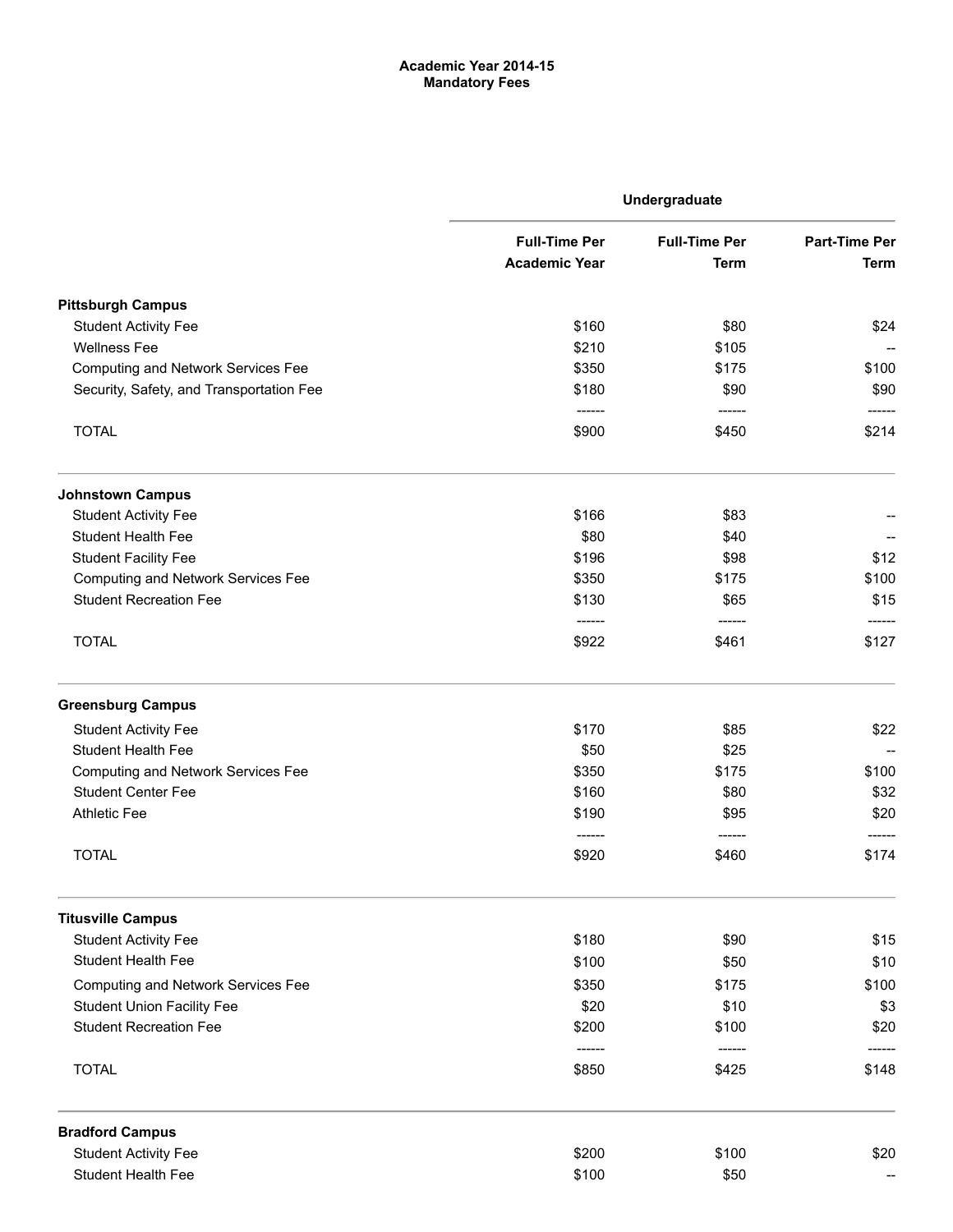**Academic Year 2014-15**
**Mandatory Fees**

| | Undergraduate | | |
|---|---|---|---|
| | Full-Time Per Academic Year | Full-Time Per Term | Part-Time Per Term |
| **Pittsburgh Campus** | | | |
| Student Activity Fee | $160 | $80 | $24 |
| Wellness Fee | $210 | $105 | -- |
| Computing and Network Services Fee | $350 | $175 | $100 |
| Security, Safety, and Transportation Fee | $180 | $90 | $90 |
| | ------ | ------ | ------ |
| TOTAL | $900 | $450 | $214 |
| **Johnstown Campus** | | | |
| Student Activity Fee | $166 | $83 | -- |
| Student Health Fee | $80 | $40 | -- |
| Student Facility Fee | $196 | $98 | $12 |
| Computing and Network Services Fee | $350 | $175 | $100 |
| Student Recreation Fee | $130 | $65 | $15 |
| | ------ | ------ | ------ |
| TOTAL | $922 | $461 | $127 |
| **Greensburg Campus** | | | |
| Student Activity Fee | $170 | $85 | $22 |
| Student Health Fee | $50 | $25 | -- |
| Computing and Network Services Fee | $350 | $175 | $100 |
| Student Center Fee | $160 | $80 | $32 |
| Athletic Fee | $190 | $95 | $20 |
| | ------ | ------ | ------ |
| TOTAL | $920 | $460 | $174 |
| **Titusville Campus** | | | |
| Student Activity Fee | $180 | $90 | $15 |
| Student Health Fee | $100 | $50 | $10 |
| Computing and Network Services Fee | $350 | $175 | $100 |
| Student Union Facility Fee | $20 | $10 | $3 |
| Student Recreation Fee | $200 | $100 | $20 |
| | ------ | ------ | ------ |
| TOTAL | $850 | $425 | $148 |
| **Bradford Campus** | | | |
| Student Activity Fee | $200 | $100 | $20 |
| Student Health Fee | $100 | $50 | -- |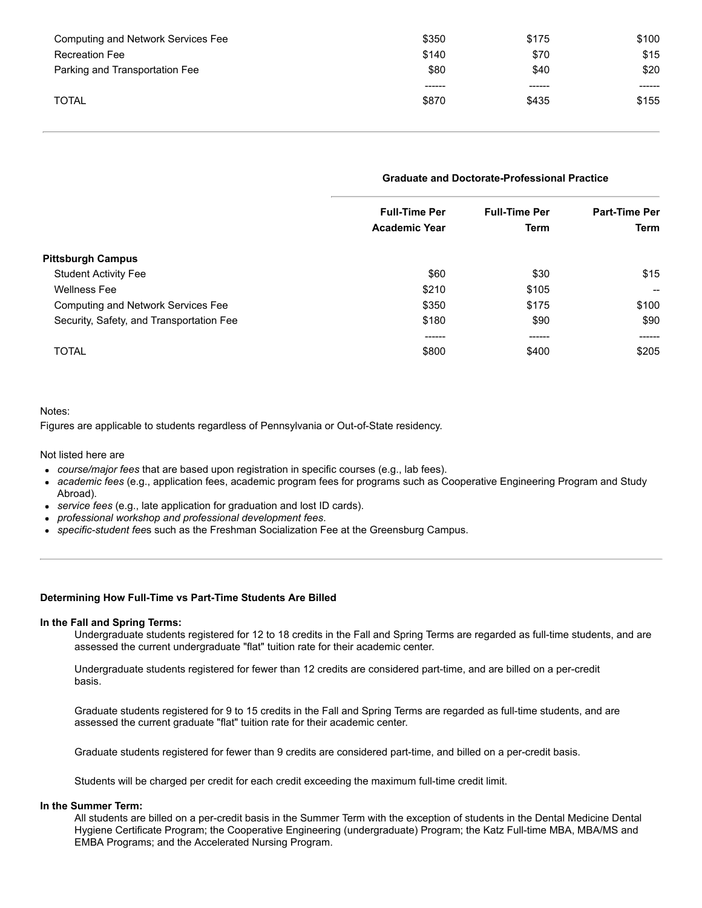| | | | |
|---|---|---|---|
| Computing and Network Services Fee | $350 | $175 | $100 |
| Recreation Fee | $140 | $70 | $15 |
| Parking and Transportation Fee | $80 | $40 | $20 |
| | ------ | ------ | ------ |
| TOTAL | $870 | $435 | $155 |

---

| | Graduate and Doctorate-Professional Practice | | |
|---|---|---|---|
| | Full-Time Per Academic Year | Full-Time Per Term | Part-Time Per Term |
| **Pittsburgh Campus** | | | |
| Student Activity Fee | $60 | $30 | $15 |
| Wellness Fee | $210 | $105 | -- |
| Computing and Network Services Fee | $350 | $175 | $100 |
| Security, Safety, and Transportation Fee | $180 | $90 | $90 |
| | ------ | ------ | ------ |
| TOTAL | $800 | $400 | $205 |

Notes:
Figures are applicable to students regardless of Pennsylvania or Out-of-State residency.

Not listed here are

- *course/major fees* that are based upon registration in specific courses (e.g., lab fees).
- *academic fees* (e.g., application fees, academic program fees for programs such as Cooperative Engineering Program and Study Abroad).
- *service fees* (e.g., late application for graduation and lost ID cards).
- *professional workshop and professional development fees*.
- *specific-student fee*s such as the Freshman Socialization Fee at the Greensburg Campus.

---

**Determining How Full-Time vs Part-Time Students Are Billed**

**In the Fall and Spring Terms:**

Undergraduate students registered for 12 to 18 credits in the Fall and Spring Terms are regarded as full-time students, and are assessed the current undergraduate "flat" tuition rate for their academic center.

Undergraduate students registered for fewer than 12 credits are considered part-time, and are billed on a per-credit basis.

Graduate students registered for 9 to 15 credits in the Fall and Spring Terms are regarded as full-time students, and are assessed the current graduate "flat" tuition rate for their academic center.

Graduate students registered for fewer than 9 credits are considered part-time, and billed on a per-credit basis.

Students will be charged per credit for each credit exceeding the maximum full-time credit limit.

**In the Summer Term:**

All students are billed on a per-credit basis in the Summer Term with the exception of students in the Dental Medicine Dental Hygiene Certificate Program; the Cooperative Engineering (undergraduate) Program; the Katz Full-time MBA, MBA/MS and EMBA Programs; and the Accelerated Nursing Program.